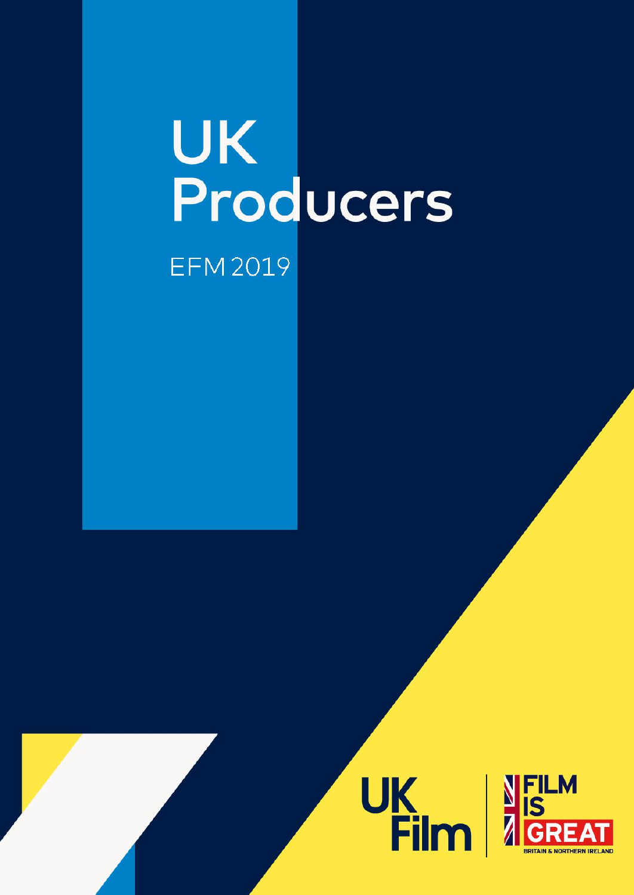# UK Producers

EFM 2019

UK Film

FILM IS GREAT

BRITAIN & NORTHERN IRELAND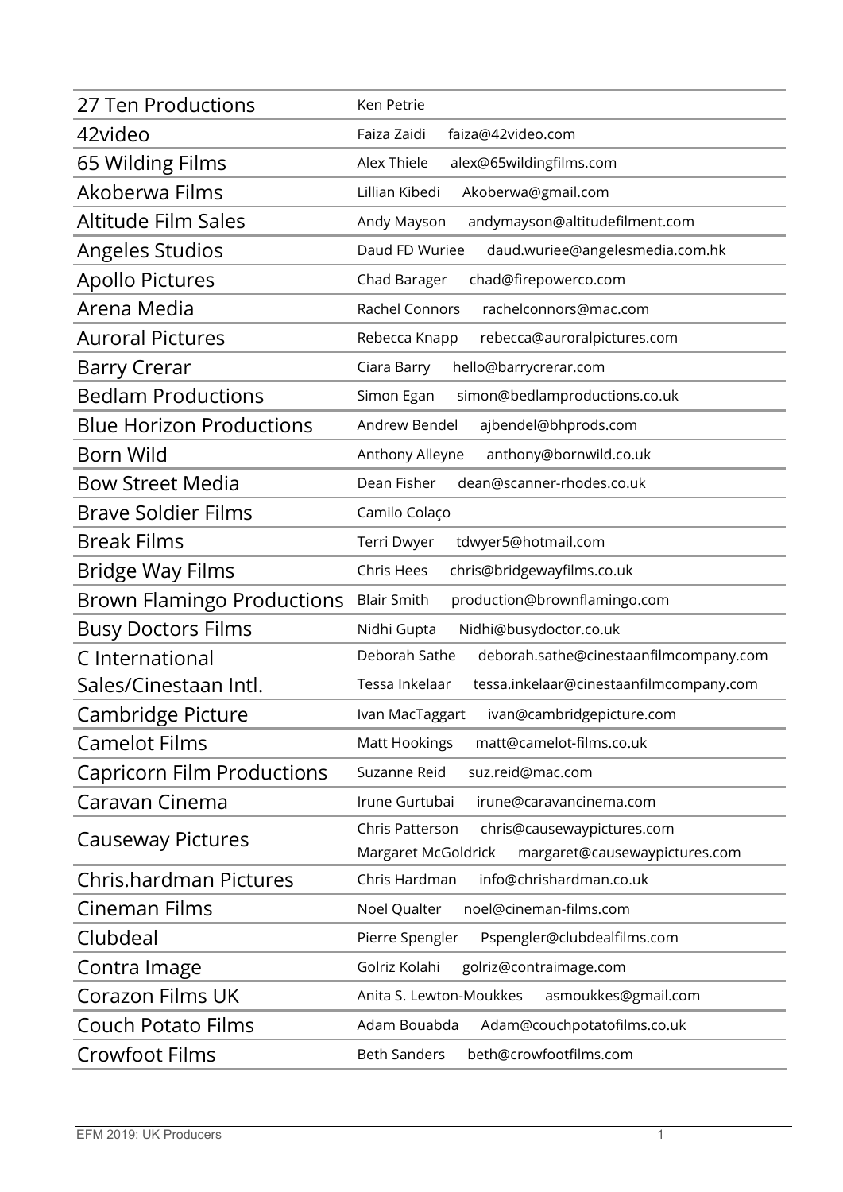| | | |
|---|---|---|
| 27 Ten Productions | Ken Petrie | |
| 42video | Faiza Zaidi | faiza@42video.com |
| 65 Wilding Films | Alex Thiele | alex@65wildingfilms.com |
| Akoberwa Films | Lillian Kibedi | Akoberwa@gmail.com |
| Altitude Film Sales | Andy Mayson | andymayson@altitudefilment.com |
| Angeles Studios | Daud FD Wuriee | daud.wuriee@angelesmedia.com.hk |
| Apollo Pictures | Chad Barager | chad@firepowerco.com |
| Arena Media | Rachel Connors | rachelconnors@mac.com |
| Auroral Pictures | Rebecca Knapp | rebecca@auroralpictures.com |
| Barry Crerar | Ciara Barry | hello@barrycrerar.com |
| Bedlam Productions | Simon Egan | simon@bedlamproductions.co.uk |
| Blue Horizon Productions | Andrew Bendel | ajbendel@bhprods.com |
| Born Wild | Anthony Alleyne | anthony@bornwild.co.uk |
| Bow Street Media | Dean Fisher | dean@scanner-rhodes.co.uk |
| Brave Soldier Films | Camilo Colaço | |
| Break Films | Terri Dwyer | tdwyer5@hotmail.com |
| Bridge Way Films | Chris Hees | chris@bridgewayfilms.co.uk |
| Brown Flamingo Productions | Blair Smith | production@brownflamingo.com |
| Busy Doctors Films | Nidhi Gupta | Nidhi@busydoctor.co.uk |
| C International Sales/Cinestaan Intl. | Deborah Sathe | deborah.sathe@cinestaanfilmcompany.com |
| | Tessa Inkelaar | tessa.inkelaar@cinestaanfilmcompany.com |
| Cambridge Picture | Ivan MacTaggart | ivan@cambridgepicture.com |
| Camelot Films | Matt Hookings | matt@camelot-films.co.uk |
| Capricorn Film Productions | Suzanne Reid | suz.reid@mac.com |
| Caravan Cinema | Irune Gurtubai | irune@caravancinema.com |
| Causeway Pictures | Chris Patterson | chris@causewaypictures.com |
| | Margaret McGoldrick | margaret@causewaypictures.com |
| Chris.hardman Pictures | Chris Hardman | info@chrishardman.co.uk |
| Cineman Films | Noel Qualter | noel@cineman-films.com |
| Clubdeal | Pierre Spengler | Pspengler@clubdealfilms.com |
| Contra Image | Golriz Kolahi | golriz@contraimage.com |
| Corazon Films UK | Anita S. Lewton-Moukkes | asmoukkes@gmail.com |
| Couch Potato Films | Adam Bouabda | Adam@couchpotatofilms.co.uk |
| Crowfoot Films | Beth Sanders | beth@crowfootfilms.com |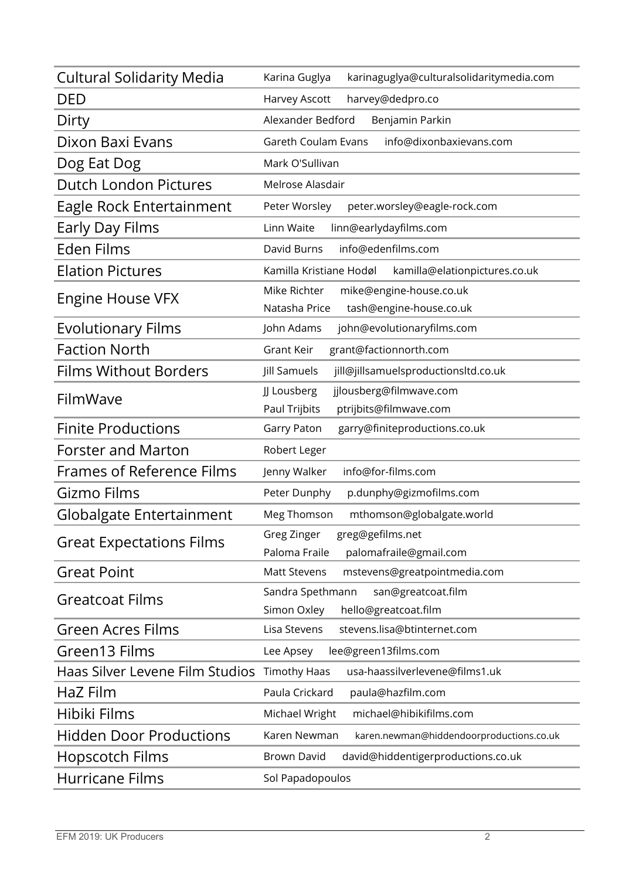| | | |
|---|---|---|
| Cultural Solidarity Media | Karina Guglya | karinaguglya@culturalsolidaritymedia.com |
| DED | Harvey Ascott | harvey@dedpro.co |
| Dirty | Alexander Bedford | Benjamin Parkin |
| Dixon Baxi Evans | Gareth Coulam Evans | info@dixonbaxievans.com |
| Dog Eat Dog | Mark O'Sullivan | |
| Dutch London Pictures | Melrose Alasdair | |
| Eagle Rock Entertainment | Peter Worsley | peter.worsley@eagle-rock.com |
| Early Day Films | Linn Waite | linn@earlydayfilms.com |
| Eden Films | David Burns | info@edenfilms.com |
| Elation Pictures | Kamilla Kristiane Hodøl | kamilla@elationpictures.co.uk |
| Engine House VFX | Mike Richter | mike@engine-house.co.uk |
| | Natasha Price | tash@engine-house.co.uk |
| Evolutionary Films | John Adams | john@evolutionaryfilms.com |
| Faction North | Grant Keir | grant@factionnorth.com |
| Films Without Borders | Jill Samuels | jill@jillsamuelsproductionsltd.co.uk |
| FilmWave | JJ Lousberg | jjlousberg@filmwave.com |
| | Paul Trijbits | ptrijbits@filmwave.com |
| Finite Productions | Garry Paton | garry@finiteproductions.co.uk |
| Forster and Marton | Robert Leger | |
| Frames of Reference Films | Jenny Walker | info@for-films.com |
| Gizmo Films | Peter Dunphy | p.dunphy@gizmofilms.com |
| Globalgate Entertainment | Meg Thomson | mthomson@globalgate.world |
| Great Expectations Films | Greg Zinger | greg@gefilms.net |
| | Paloma Fraile | palomafraile@gmail.com |
| Great Point | Matt Stevens | mstevens@greatpointmedia.com |
| Greatcoat Films | Sandra Spethmann | san@greatcoat.film |
| | Simon Oxley | hello@greatcoat.film |
| Green Acres Films | Lisa Stevens | stevens.lisa@btinternet.com |
| Green13 Films | Lee Apsey | lee@green13films.com |
| Haas Silver Levene Film Studios | Timothy Haas | usa-haassilverlevene@films1.uk |
| HaZ Film | Paula Crickard | paula@hazfilm.com |
| Hibiki Films | Michael Wright | michael@hibikifilms.com |
| Hidden Door Productions | Karen Newman | karen.newman@hiddendoorproductions.co.uk |
| Hopscotch Films | Brown David | david@hiddentigerproductions.co.uk |
| Hurricane Films | Sol Papadopoulos | |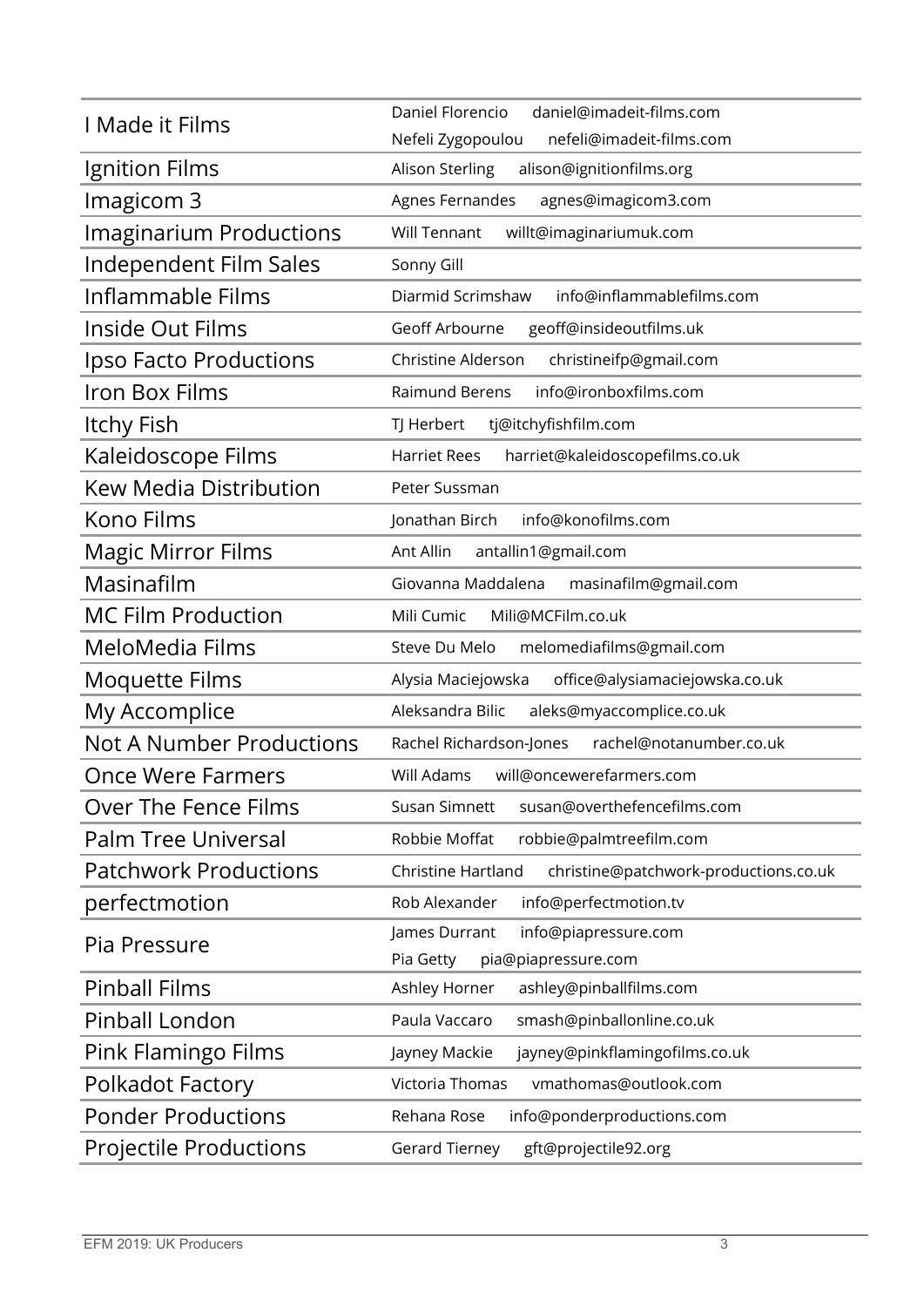| | | |
|---|---|---|
| I Made it Films | Daniel Florencio | daniel@imadeit-films.com |
| | Nefeli Zygopoulou | nefeli@imadeit-films.com |
| Ignition Films | Alison Sterling | alison@ignitionfilms.org |
| Imagicom 3 | Agnes Fernandes | agnes@imagicom3.com |
| Imaginarium Productions | Will Tennant | willt@imaginariumuk.com |
| Independent Film Sales | Sonny Gill | |
| Inflammable Films | Diarmid Scrimshaw | info@inflammablefilms.com |
| Inside Out Films | Geoff Arbourne | geoff@insideoutfilms.uk |
| Ipso Facto Productions | Christine Alderson | christineifp@gmail.com |
| Iron Box Films | Raimund Berens | info@ironboxfilms.com |
| Itchy Fish | TJ Herbert | tj@itchyfishfilm.com |
| Kaleidoscope Films | Harriet Rees | harriet@kaleidoscopefilms.co.uk |
| Kew Media Distribution | Peter Sussman | |
| Kono Films | Jonathan Birch | info@konofilms.com |
| Magic Mirror Films | Ant Allin | antallin1@gmail.com |
| Masinafilm | Giovanna Maddalena | masinafilm@gmail.com |
| MC Film Production | Mili Cumic | Mili@MCFilm.co.uk |
| MeloMedia Films | Steve Du Melo | melomediafilms@gmail.com |
| Moquette Films | Alysia Maciejowska | office@alysiamaciejowska.co.uk |
| My Accomplice | Aleksandra Bilic | aleks@myaccomplice.co.uk |
| Not A Number Productions | Rachel Richardson-Jones | rachel@notanumber.co.uk |
| Once Were Farmers | Will Adams | will@oncewerefarmers.com |
| Over The Fence Films | Susan Simnett | susan@overthefencefilms.com |
| Palm Tree Universal | Robbie Moffat | robbie@palmtreefilm.com |
| Patchwork Productions | Christine Hartland | christine@patchwork-productions.co.uk |
| perfectmotion | Rob Alexander | info@perfectmotion.tv |
| Pia Pressure | James Durrant | info@piapressure.com |
| | Pia Getty | pia@piapressure.com |
| Pinball Films | Ashley Horner | ashley@pinballfilms.com |
| Pinball London | Paula Vaccaro | smash@pinballonline.co.uk |
| Pink Flamingo Films | Jayney Mackie | jayney@pinkflamingofilms.co.uk |
| Polkadot Factory | Victoria Thomas | vmathomas@outlook.com |
| Ponder Productions | Rehana Rose | info@ponderproductions.com |
| Projectile Productions | Gerard Tierney | gft@projectile92.org |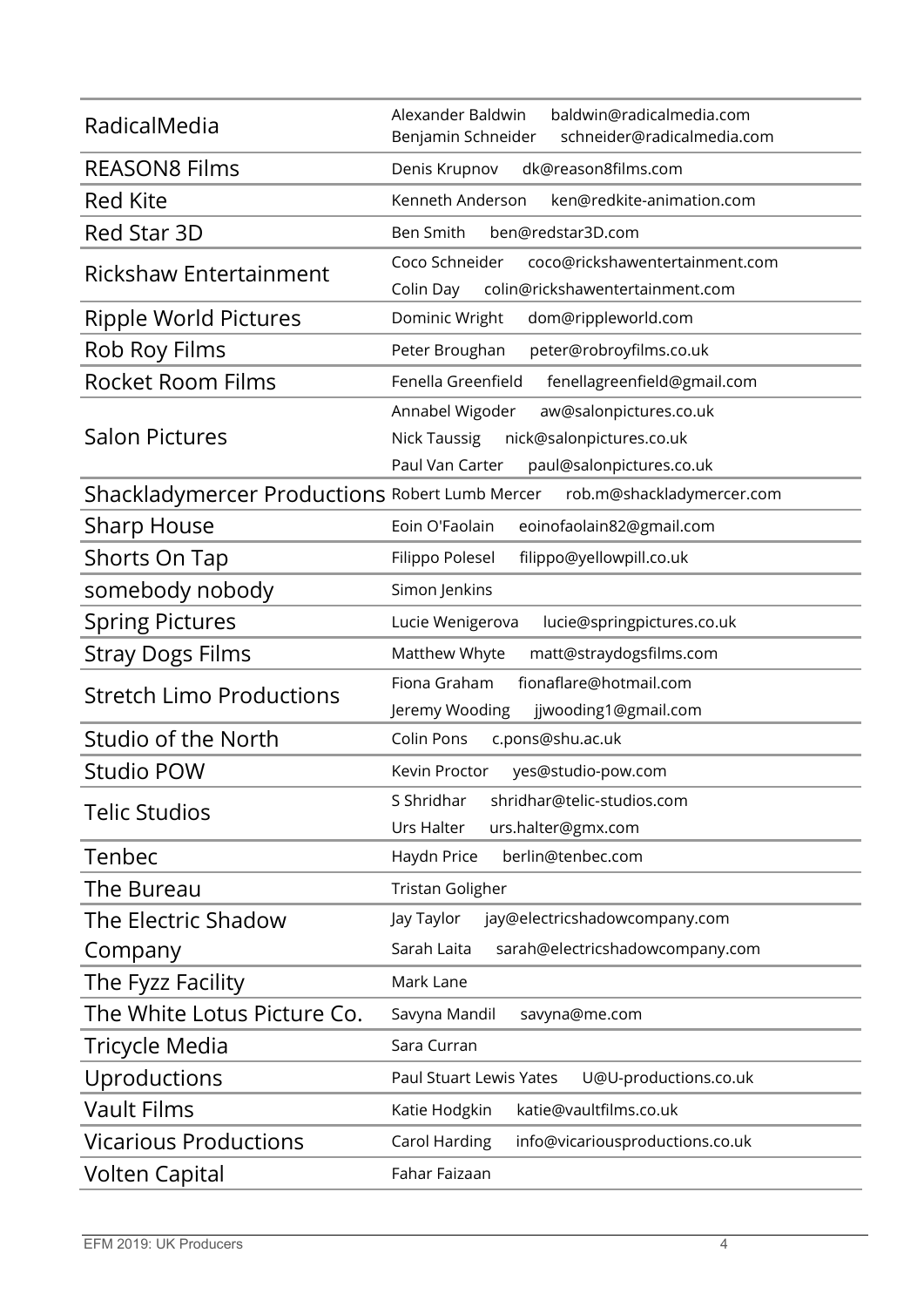| | | |
|---|---|---|
| RadicalMedia | Alexander Baldwin | baldwin@radicalmedia.com |
| | Benjamin Schneider | schneider@radicalmedia.com |
| REASON8 Films | Denis Krupnov | dk@reason8films.com |
| Red Kite | Kenneth Anderson | ken@redkite-animation.com |
| Red Star 3D | Ben Smith | ben@redstar3D.com |
| Rickshaw Entertainment | Coco Schneider | coco@rickshawentertainment.com |
| | Colin Day | colin@rickshawentertainment.com |
| Ripple World Pictures | Dominic Wright | dom@rippleworld.com |
| Rob Roy Films | Peter Broughan | peter@robroyfilms.co.uk |
| Rocket Room Films | Fenella Greenfield | fenellagreenfield@gmail.com |
| Salon Pictures | Annabel Wigoder | aw@salonpictures.co.uk |
| | Nick Taussig | nick@salonpictures.co.uk |
| | Paul Van Carter | paul@salonpictures.co.uk |
| Shackladymercer Productions | Robert Lumb Mercer | rob.m@shackladymercer.com |
| Sharp House | Eoin O'Faolain | eoinofaolain82@gmail.com |
| Shorts On Tap | Filippo Polesel | filippo@yellowpill.co.uk |
| somebody nobody | Simon Jenkins | |
| Spring Pictures | Lucie Wenigerova | lucie@springpictures.co.uk |
| Stray Dogs Films | Matthew Whyte | matt@straydogsfilms.com |
| Stretch Limo Productions | Fiona Graham | fionaflare@hotmail.com |
| | Jeremy Wooding | jjwooding1@gmail.com |
| Studio of the North | Colin Pons | c.pons@shu.ac.uk |
| Studio POW | Kevin Proctor | yes@studio-pow.com |
| Telic Studios | S Shridhar | shridhar@telic-studios.com |
| | Urs Halter | urs.halter@gmx.com |
| Tenbec | Haydn Price | berlin@tenbec.com |
| The Bureau | Tristan Goligher | |
| The Electric Shadow Company | Jay Taylor | jay@electricshadowcompany.com |
| | Sarah Laita | sarah@electricshadowcompany.com |
| The Fyzz Facility | Mark Lane | |
| The White Lotus Picture Co. | Savyna Mandil | savyna@me.com |
| Tricycle Media | Sara Curran | |
| Uproductions | Paul Stuart Lewis Yates | U@U-productions.co.uk |
| Vault Films | Katie Hodgkin | katie@vaultfilms.co.uk |
| Vicarious Productions | Carol Harding | info@vicariousproductions.co.uk |
| Volten Capital | Fahar Faizaan | |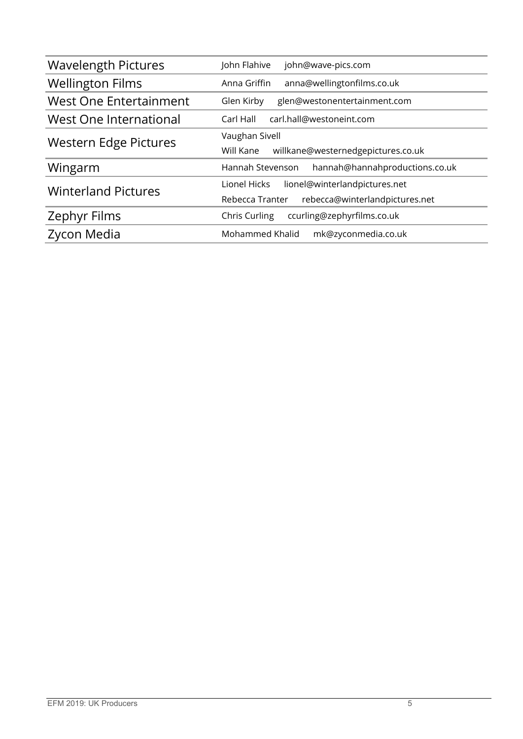| | | |
|---|---|---|
| Wavelength Pictures | John Flahive | john@wave-pics.com |
| Wellington Films | Anna Griffin | anna@wellingtonfilms.co.uk |
| West One Entertainment | Glen Kirby | glen@westonentertainment.com |
| West One International | Carl Hall | carl.hall@westoneint.com |
| Western Edge Pictures | Vaughan Sivell | |
| | Will Kane | willkane@westernedgepictures.co.uk |
| Wingarm | Hannah Stevenson | hannah@hannahproductions.co.uk |
| Winterland Pictures | Lionel Hicks | lionel@winterlandpictures.net |
| | Rebecca Tranter | rebecca@winterlandpictures.net |
| Zephyr Films | Chris Curling | ccurling@zephyrfilms.co.uk |
| Zycon Media | Mohammed Khalid | mk@zyconmedia.co.uk |